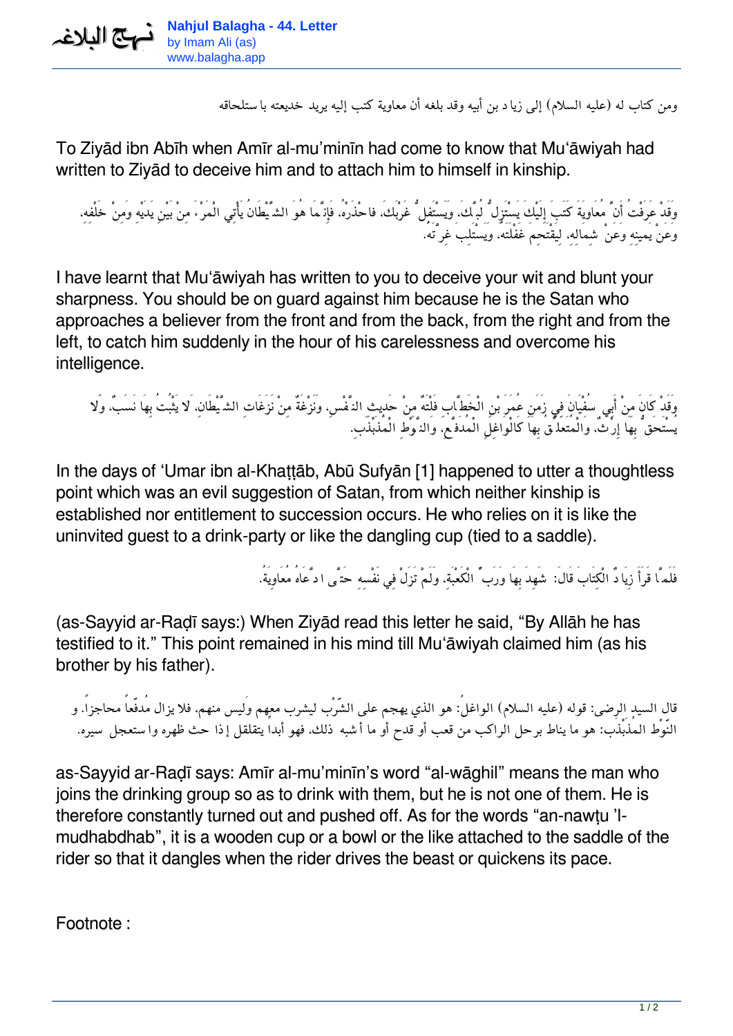ومن كتاب له (عليه السلام) إلى زيا د بن أبيه وقد بلغه أن معاوية كتب إليه يريد خديعته با ستلحاقه

To Ziyād ibn Abīh when Amīr al-mu'minīn had come to know that Mu'āwiyah had written to Ziyād to deceive him and to attach him to himself in kinship.

وَقَدْ عَرَفْتُ أَنَّ مُعَاوِيَةَ كَتَبَ إِلَيْكَ يَسْتَزِلُّ لُبَّكَ، وَيَسْتَفِلُّ غَرْبَكَ، فَاحْذَرْهُ، فَإِنَّمَا هُوَ الشَّيْطَانُ يَأْتِي الْمَرْءَ مِنْ بَيْنِ يَدَيْهِ وَمِنْ خَلْفِهِ، وَعَنْ يَمِينِهِ وَعَنْ شِمَالِهِ، لِيَقْتَحِمَ غَفْلَتَهُ، وَيَسْتَلِبَ غِرَّتَهُ.

I have learnt that Mu'āwiyah has written to you to deceive your wit and blunt your sharpness. You should be on guard against him because he is the Satan who approaches a believer from the front and from the back, from the right and from the left, to catch him suddenly in the hour of his carelessness and overcome his intelligence.

وَقَدْ كَانَ مِنْ أَبِي سُفْيَانَ فِي زَمَنِ عُمَرَ بْنِ الْخَطَّابِ فَلْتَةٌ مِنْ حَدِيثِ النَّفْسِ، وَنَزْغَةٌ مِنْ نَزَغَاتِ الشَّيْطَانِ، لَا يَثْبُتُ بِهَا نَسَبٌ، وَلَا يُسْتَحَقُّ بِهَا إِرْثٌ، وَالْمُتَعَلِّقُ بِهَا كَالْوَاغِلِ الْمُدَفَّعِ، وَالنَّوْطِ الْمُذَبْذَبِ.

In the days of 'Umar ibn al-Khaṭṭāb, Abū Sufyān [1] happened to utter a thoughtless point which was an evil suggestion of Satan, from which neither kinship is established nor entitlement to succession occurs. He who relies on it is like the uninvited guest to a drink-party or like the dangling cup (tied to a saddle).

فَلَمَّا قَرَأَ زِيَادٌ الْكِتَابَ قَالَ: شَهِدَ بِهَا وَرَبِّ الْكَعْبَةِ، وَلَمْ تَزَلْ فِي نَفْسِهِ حَتَّى ادَّعَاهُ مُعَاوِيَةُ.

(as-Sayyid ar-Raḍī says:) When Ziyād read this letter he said, "By Allāh he has testified to it." This point remained in his mind till Mu'āwiyah claimed him (as his brother by his father).

قال السيد الرضي: قوله (عليه السلام) الواغلُ: هو الذي يهجم على الشّرْب ليشرب معهم وليس منهم، فلا يزال مُدفّعاً محاجزاً. و النّوْطُ المذَبْذَب: هو ما يناط برحل الراكب من قعب أو قدح أو ما أشبه ذلك، فهو أبدا يتقلقل إذا حث ظهره وا ستعجل سيره.

as-Sayyid ar-Raḍī says: Amīr al-mu'minīn's word "al-wāghil" means the man who joins the drinking group so as to drink with them, but he is not one of them. He is therefore constantly turned out and pushed off. As for the words "an-nawṭu 'l-mudhabdhab", it is a wooden cup or a bowl or the like attached to the saddle of the rider so that it dangles when the rider drives the beast or quickens its pace.

Footnote :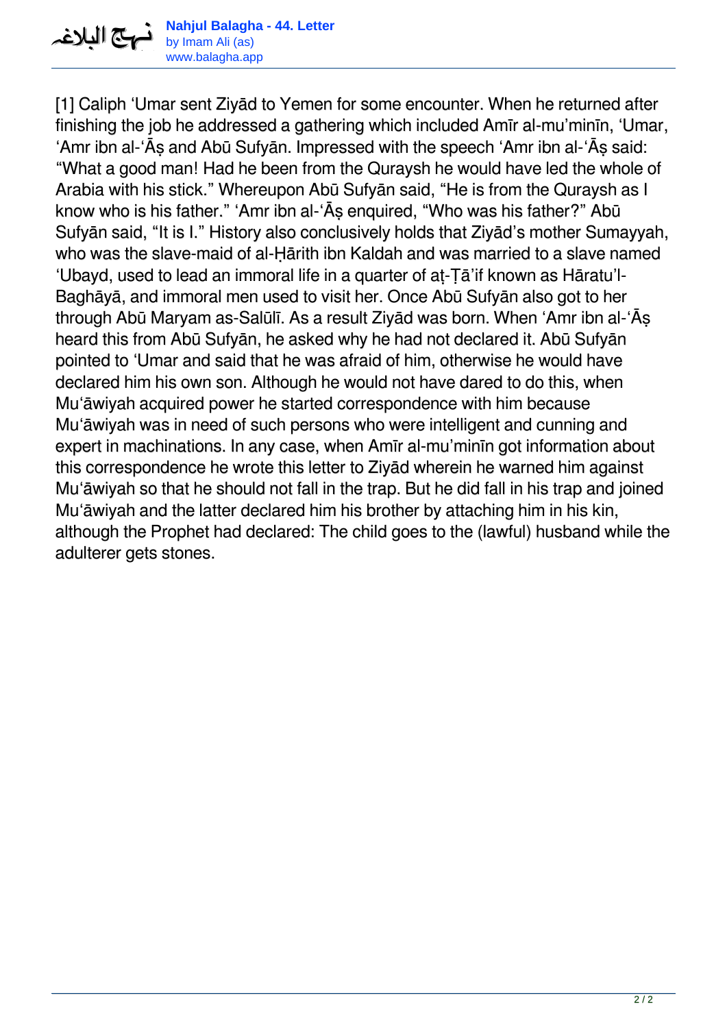[1] Caliph ‘Umar sent Ziyād to Yemen for some encounter. When he returned after finishing the job he addressed a gathering which included Amīr al-mu’minīn, ‘Umar, ‘Amr ibn al-‘Āṣ and Abū Sufyān. Impressed with the speech ‘Amr ibn al-‘Āṣ said: “What a good man! Had he been from the Quraysh he would have led the whole of Arabia with his stick.” Whereupon Abū Sufyān said, “He is from the Quraysh as I know who is his father.” ‘Amr ibn al-‘Āṣ enquired, “Who was his father?” Abū Sufyān said, “It is I.” History also conclusively holds that Ziyād’s mother Sumayyah, who was the slave-maid of al-Ḥārith ibn Kaldah and was married to a slave named ‘Ubayd, used to lead an immoral life in a quarter of aṭ-Ṭā’if known as Hāratu’l-Baghāyā, and immoral men used to visit her. Once Abū Sufyān also got to her through Abū Maryam as-Salūlī. As a result Ziyād was born. When ‘Amr ibn al-‘Āṣ heard this from Abū Sufyān, he asked why he had not declared it. Abū Sufyān pointed to ‘Umar and said that he was afraid of him, otherwise he would have declared him his own son. Although he would not have dared to do this, when Mu‘āwiyah acquired power he started correspondence with him because Mu‘āwiyah was in need of such persons who were intelligent and cunning and expert in machinations. In any case, when Amīr al-mu’minīn got information about this correspondence he wrote this letter to Ziyād wherein he warned him against Mu‘āwiyah so that he should not fall in the trap. But he did fall in his trap and joined Mu‘āwiyah and the latter declared him his brother by attaching him in his kin, although the Prophet had declared: The child goes to the (lawful) husband while the adulterer gets stones.